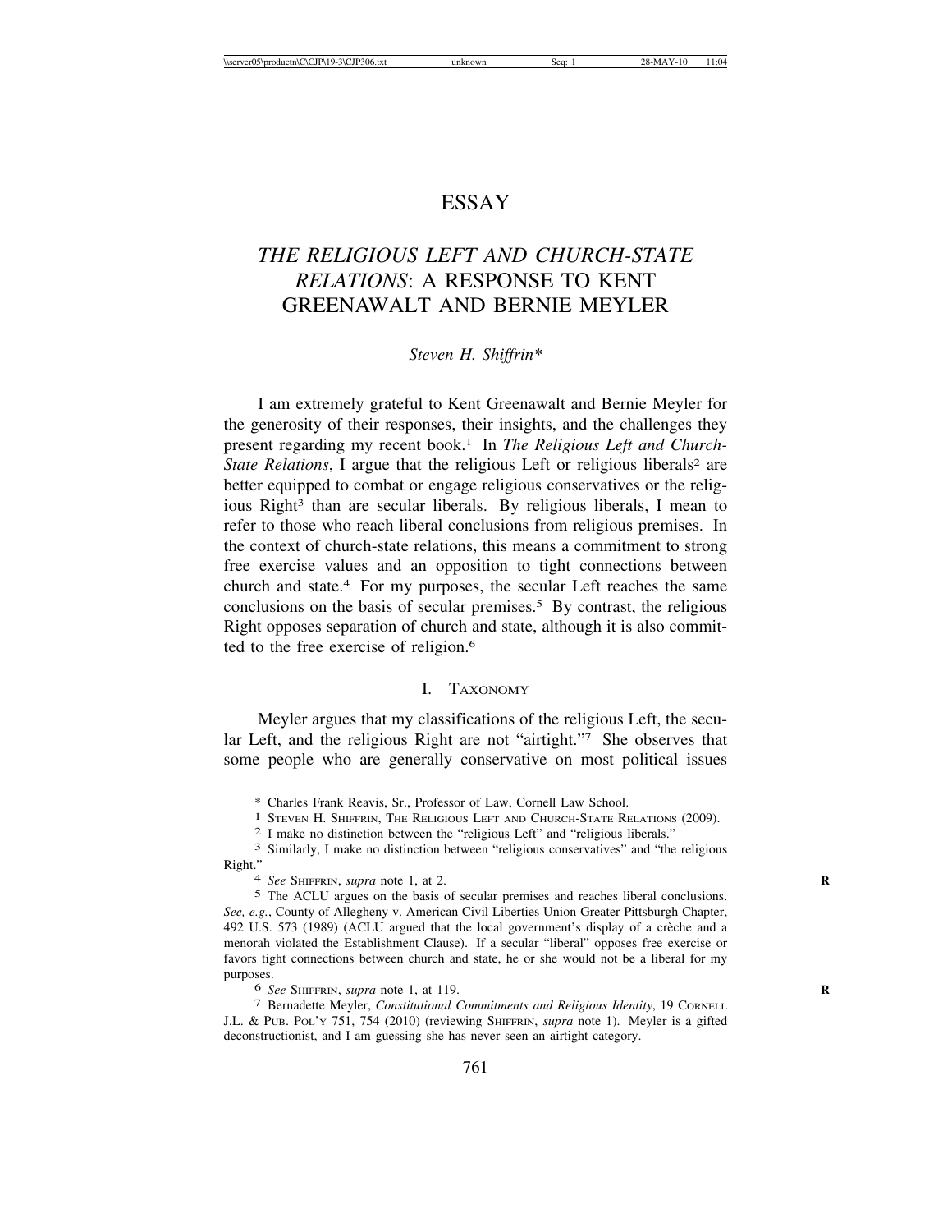# ESSAY

## *THE RELIGIOUS LEFT AND CHURCH-STATE RELATIONS*: A RESPONSE TO KENT GREENAWALT AND BERNIE MEYLER

*Steven H. Shiffrin**

I am extremely grateful to Kent Greenawalt and Bernie Meyler for the generosity of their responses, their insights, and the challenges they present regarding my recent book.[1] In *The Religious Left and Church-State Relations*, I argue that the religious Left or religious liberals[2] are better equipped to combat or engage religious conservatives or the religious Right[3] than are secular liberals. By religious liberals, I mean to refer to those who reach liberal conclusions from religious premises. In the context of church-state relations, this means a commitment to strong free exercise values and an opposition to tight connections between church and state.[4] For my purposes, the secular Left reaches the same conclusions on the basis of secular premises.[5] By contrast, the religious Right opposes separation of church and state, although it is also committed to the free exercise of religion.[6]

### I. TAXONOMY

Meyler argues that my classifications of the religious Left, the secular Left, and the religious Right are not "airtight."[7] She observes that some people who are generally conservative on most political issues

---

\* Charles Frank Reavis, Sr., Professor of Law, Cornell Law School.

[1] STEVEN H. SHIFFRIN, THE RELIGIOUS LEFT AND CHURCH-STATE RELATIONS (2009).

[2] I make no distinction between the "religious Left" and "religious liberals."

[3] Similarly, I make no distinction between "religious conservatives" and "the religious Right."

[4] *See* SHIFFRIN, *supra* note 1, at 2.

[5] The ACLU argues on the basis of secular premises and reaches liberal conclusions. *See, e.g.*, County of Allegheny v. American Civil Liberties Union Greater Pittsburgh Chapter, 492 U.S. 573 (1989) (ACLU argued that the local government's display of a crèche and a menorah violated the Establishment Clause). If a secular "liberal" opposes free exercise or favors tight connections between church and state, he or she would not be a liberal for my purposes.

[6] *See* SHIFFRIN, *supra* note 1, at 119.

[7] Bernadette Meyler, *Constitutional Commitments and Religious Identity*, 19 CORNELL J.L. & PUB. POL'Y 751, 754 (2010) (reviewing SHIFFRIN, *supra* note 1). Meyler is a gifted deconstructionist, and I am guessing she has never seen an airtight category.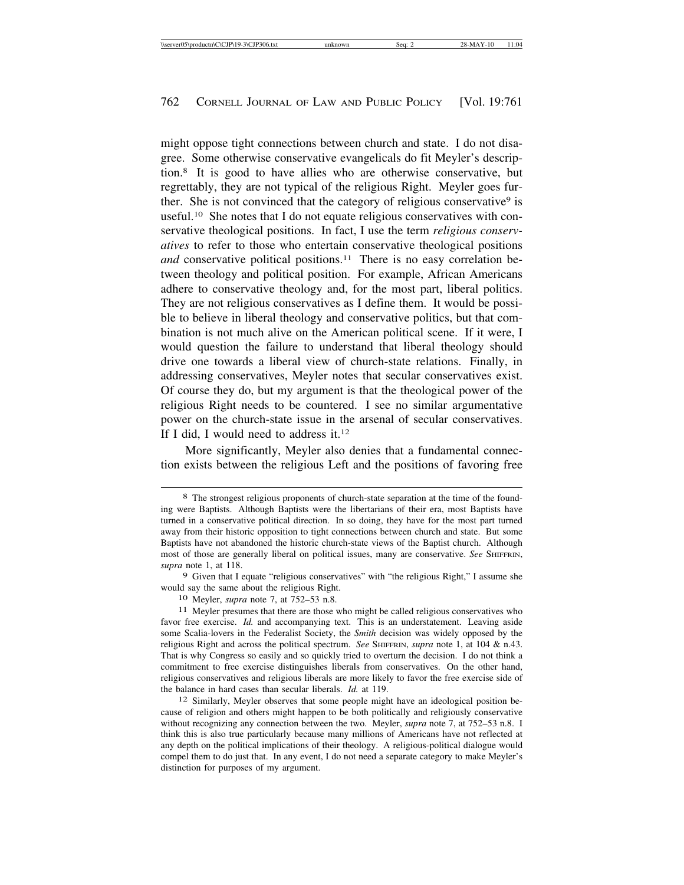might oppose tight connections between church and state. I do not disagree. Some otherwise conservative evangelicals do fit Meyler's description.[8] It is good to have allies who are otherwise conservative, but regrettably, they are not typical of the religious Right. Meyler goes further. She is not convinced that the category of religious conservative[9] is useful.[10] She notes that I do not equate religious conservatives with conservative theological positions. In fact, I use the term *religious conservatives* to refer to those who entertain conservative theological positions *and* conservative political positions.[11] There is no easy correlation between theology and political position. For example, African Americans adhere to conservative theology and, for the most part, liberal politics. They are not religious conservatives as I define them. It would be possible to believe in liberal theology and conservative politics, but that combination is not much alive on the American political scene. If it were, I would question the failure to understand that liberal theology should drive one towards a liberal view of church-state relations. Finally, in addressing conservatives, Meyler notes that secular conservatives exist. Of course they do, but my argument is that the theological power of the religious Right needs to be countered. I see no similar argumentative power on the church-state issue in the arsenal of secular conservatives. If I did, I would need to address it.[12]

More significantly, Meyler also denies that a fundamental connection exists between the religious Left and the positions of favoring free

---

[8] The strongest religious proponents of church-state separation at the time of the founding were Baptists. Although Baptists were the libertarians of their era, most Baptists have turned in a conservative political direction. In so doing, they have for the most part turned away from their historic opposition to tight connections between church and state. But some Baptists have not abandoned the historic church-state views of the Baptist church. Although most of those are generally liberal on political issues, many are conservative. *See* SHIFFRIN, *supra* note 1, at 118.

[9] Given that I equate "religious conservatives" with "the religious Right," I assume she would say the same about the religious Right.

[10] Meyler, *supra* note 7, at 752–53 n.8.

[11] Meyler presumes that there are those who might be called religious conservatives who favor free exercise. *Id.* and accompanying text. This is an understatement. Leaving aside some Scalia-lovers in the Federalist Society, the *Smith* decision was widely opposed by the religious Right and across the political spectrum. *See* SHIFFRIN, *supra* note 1, at 104 & n.43. That is why Congress so easily and so quickly tried to overturn the decision. I do not think a commitment to free exercise distinguishes liberals from conservatives. On the other hand, religious conservatives and religious liberals are more likely to favor the free exercise side of the balance in hard cases than secular liberals. *Id.* at 119.

[12] Similarly, Meyler observes that some people might have an ideological position because of religion and others might happen to be both politically and religiously conservative without recognizing any connection between the two. Meyler, *supra* note 7, at 752–53 n.8. I think this is also true particularly because many millions of Americans have not reflected at any depth on the political implications of their theology. A religious-political dialogue would compel them to do just that. In any event, I do not need a separate category to make Meyler's distinction for purposes of my argument.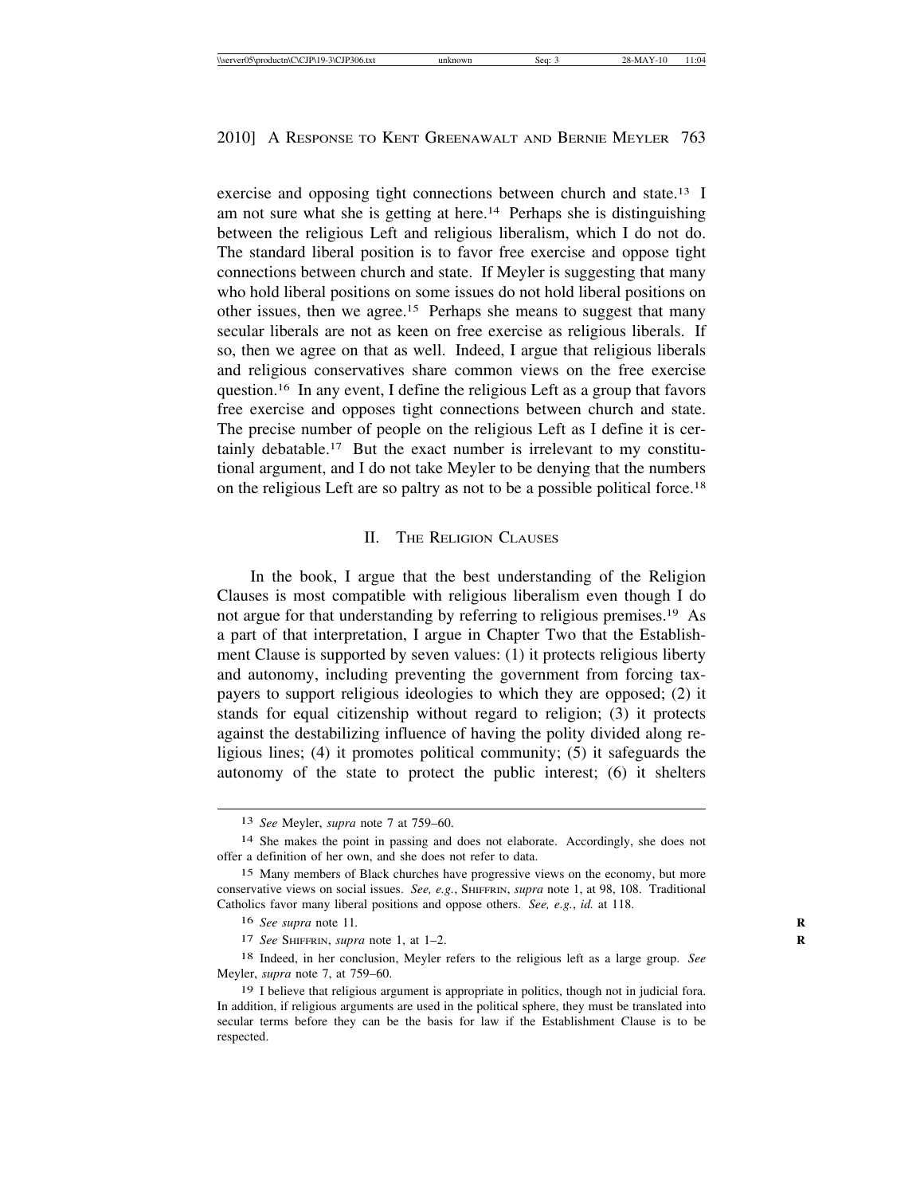exercise and opposing tight connections between church and state.[13] I am not sure what she is getting at here.[14] Perhaps she is distinguishing between the religious Left and religious liberalism, which I do not do. The standard liberal position is to favor free exercise and oppose tight connections between church and state. If Meyler is suggesting that many who hold liberal positions on some issues do not hold liberal positions on other issues, then we agree.[15] Perhaps she means to suggest that many secular liberals are not as keen on free exercise as religious liberals. If so, then we agree on that as well. Indeed, I argue that religious liberals and religious conservatives share common views on the free exercise question.[16] In any event, I define the religious Left as a group that favors free exercise and opposes tight connections between church and state. The precise number of people on the religious Left as I define it is certainly debatable.[17] But the exact number is irrelevant to my constitutional argument, and I do not take Meyler to be denying that the numbers on the religious Left are so paltry as not to be a possible political force.[18]

## II. The Religion Clauses

In the book, I argue that the best understanding of the Religion Clauses is most compatible with religious liberalism even though I do not argue for that understanding by referring to religious premises.[19] As a part of that interpretation, I argue in Chapter Two that the Establishment Clause is supported by seven values: (1) it protects religious liberty and autonomy, including preventing the government from forcing taxpayers to support religious ideologies to which they are opposed; (2) it stands for equal citizenship without regard to religion; (3) it protects against the destabilizing influence of having the polity divided along religious lines; (4) it promotes political community; (5) it safeguards the autonomy of the state to protect the public interest; (6) it shelters

---

[13] *See* Meyler, *supra* note 7 at 759–60.

[14] She makes the point in passing and does not elaborate. Accordingly, she does not offer a definition of her own, and she does not refer to data.

[15] Many members of Black churches have progressive views on the economy, but more conservative views on social issues. *See, e.g.*, Shiffrin, *supra* note 1, at 98, 108. Traditional Catholics favor many liberal positions and oppose others. *See, e.g.*, *id.* at 118.

[16] *See supra* note 11.

[17] *See* Shiffrin, *supra* note 1, at 1–2.

[18] Indeed, in her conclusion, Meyler refers to the religious left as a large group. *See* Meyler, *supra* note 7, at 759–60.

[19] I believe that religious argument is appropriate in politics, though not in judicial fora. In addition, if religious arguments are used in the political sphere, they must be translated into secular terms before they can be the basis for law if the Establishment Clause is to be respected.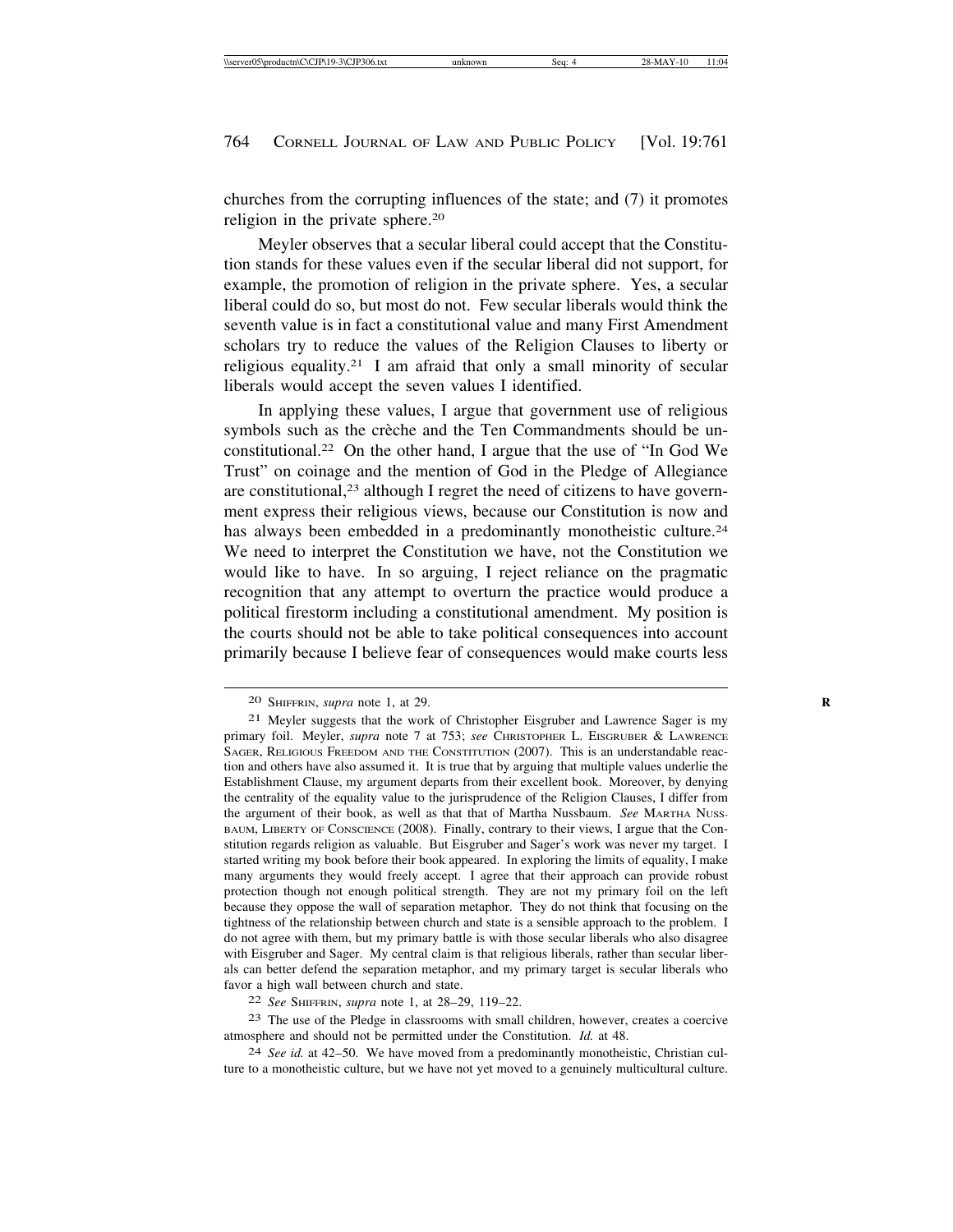churches from the corrupting influences of the state; and (7) it promotes religion in the private sphere.[20]

Meyler observes that a secular liberal could accept that the Constitution stands for these values even if the secular liberal did not support, for example, the promotion of religion in the private sphere. Yes, a secular liberal could do so, but most do not. Few secular liberals would think the seventh value is in fact a constitutional value and many First Amendment scholars try to reduce the values of the Religion Clauses to liberty or religious equality.[21] I am afraid that only a small minority of secular liberals would accept the seven values I identified.

In applying these values, I argue that government use of religious symbols such as the crèche and the Ten Commandments should be unconstitutional.[22] On the other hand, I argue that the use of "In God We Trust" on coinage and the mention of God in the Pledge of Allegiance are constitutional,[23] although I regret the need of citizens to have government express their religious views, because our Constitution is now and has always been embedded in a predominantly monotheistic culture.[24] We need to interpret the Constitution we have, not the Constitution we would like to have. In so arguing, I reject reliance on the pragmatic recognition that any attempt to overturn the practice would produce a political firestorm including a constitutional amendment. My position is the courts should not be able to take political consequences into account primarily because I believe fear of consequences would make courts less

---

[20] SHIFFRIN, *supra* note 1, at 29.

[21] Meyler suggests that the work of Christopher Eisgruber and Lawrence Sager is my primary foil. Meyler, *supra* note 7 at 753; *see* CHRISTOPHER L. EISGRUBER & LAWRENCE SAGER, RELIGIOUS FREEDOM AND THE CONSTITUTION (2007). This is an understandable reaction and others have also assumed it. It is true that by arguing that multiple values underlie the Establishment Clause, my argument departs from their excellent book. Moreover, by denying the centrality of the equality value to the jurisprudence of the Religion Clauses, I differ from the argument of their book, as well as that that of Martha Nussbaum. *See* MARTHA NUSSBAUM, LIBERTY OF CONSCIENCE (2008). Finally, contrary to their views, I argue that the Constitution regards religion as valuable. But Eisgruber and Sager's work was never my target. I started writing my book before their book appeared. In exploring the limits of equality, I make many arguments they would freely accept. I agree that their approach can provide robust protection though not enough political strength. They are not my primary foil on the left because they oppose the wall of separation metaphor. They do not think that focusing on the tightness of the relationship between church and state is a sensible approach to the problem. I do not agree with them, but my primary battle is with those secular liberals who also disagree with Eisgruber and Sager. My central claim is that religious liberals, rather than secular liberals can better defend the separation metaphor, and my primary target is secular liberals who favor a high wall between church and state.

[22] *See* SHIFFRIN, *supra* note 1, at 28–29, 119–22.

[23] The use of the Pledge in classrooms with small children, however, creates a coercive atmosphere and should not be permitted under the Constitution. *Id.* at 48.

[24] *See id.* at 42–50. We have moved from a predominantly monotheistic, Christian culture to a monotheistic culture, but we have not yet moved to a genuinely multicultural culture.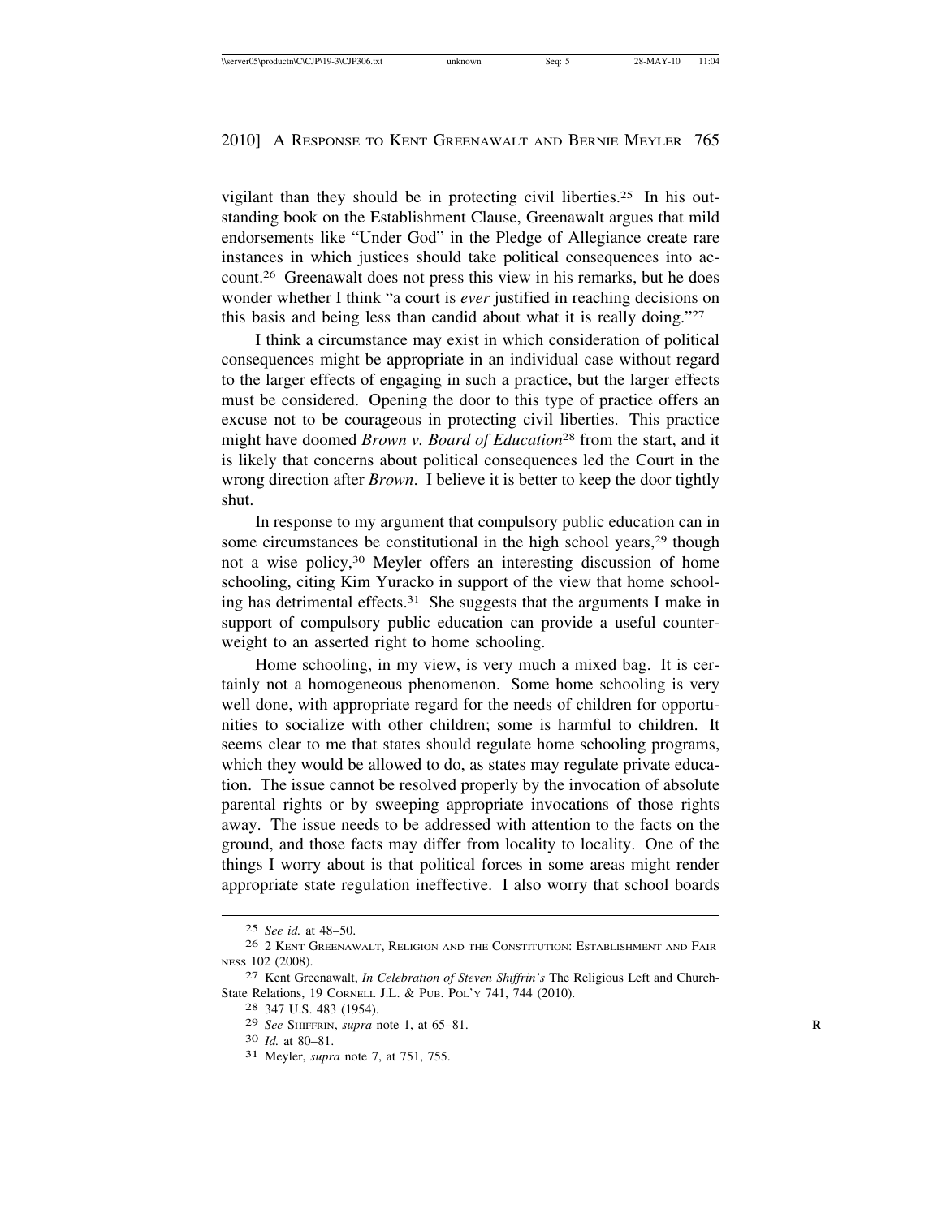vigilant than they should be in protecting civil liberties.[25] In his outstanding book on the Establishment Clause, Greenawalt argues that mild endorsements like "Under God" in the Pledge of Allegiance create rare instances in which justices should take political consequences into account.[26] Greenawalt does not press this view in his remarks, but he does wonder whether I think "a court is *ever* justified in reaching decisions on this basis and being less than candid about what it is really doing."[27]

I think a circumstance may exist in which consideration of political consequences might be appropriate in an individual case without regard to the larger effects of engaging in such a practice, but the larger effects must be considered. Opening the door to this type of practice offers an excuse not to be courageous in protecting civil liberties. This practice might have doomed *Brown v. Board of Education*[28] from the start, and it is likely that concerns about political consequences led the Court in the wrong direction after *Brown*. I believe it is better to keep the door tightly shut.

In response to my argument that compulsory public education can in some circumstances be constitutional in the high school years,[29] though not a wise policy,[30] Meyler offers an interesting discussion of home schooling, citing Kim Yuracko in support of the view that home schooling has detrimental effects.[31] She suggests that the arguments I make in support of compulsory public education can provide a useful counterweight to an asserted right to home schooling.

Home schooling, in my view, is very much a mixed bag. It is certainly not a homogeneous phenomenon. Some home schooling is very well done, with appropriate regard for the needs of children for opportunities to socialize with other children; some is harmful to children. It seems clear to me that states should regulate home schooling programs, which they would be allowed to do, as states may regulate private education. The issue cannot be resolved properly by the invocation of absolute parental rights or by sweeping appropriate invocations of those rights away. The issue needs to be addressed with attention to the facts on the ground, and those facts may differ from locality to locality. One of the things I worry about is that political forces in some areas might render appropriate state regulation ineffective. I also worry that school boards

---

[25] *See id.* at 48–50.

[26] 2 KENT GREENAWALT, RELIGION AND THE CONSTITUTION: ESTABLISHMENT AND FAIRNESS 102 (2008).

[27] Kent Greenawalt, *In Celebration of Steven Shiffrin's* The Religious Left and Church-State Relations, 19 CORNELL J.L. & PUB. POL'Y 741, 744 (2010).

[28] 347 U.S. 483 (1954).

[29] *See* SHIFFRIN, *supra* note 1, at 65–81.

[30] *Id.* at 80–81.

[31] Meyler, *supra* note 7, at 751, 755.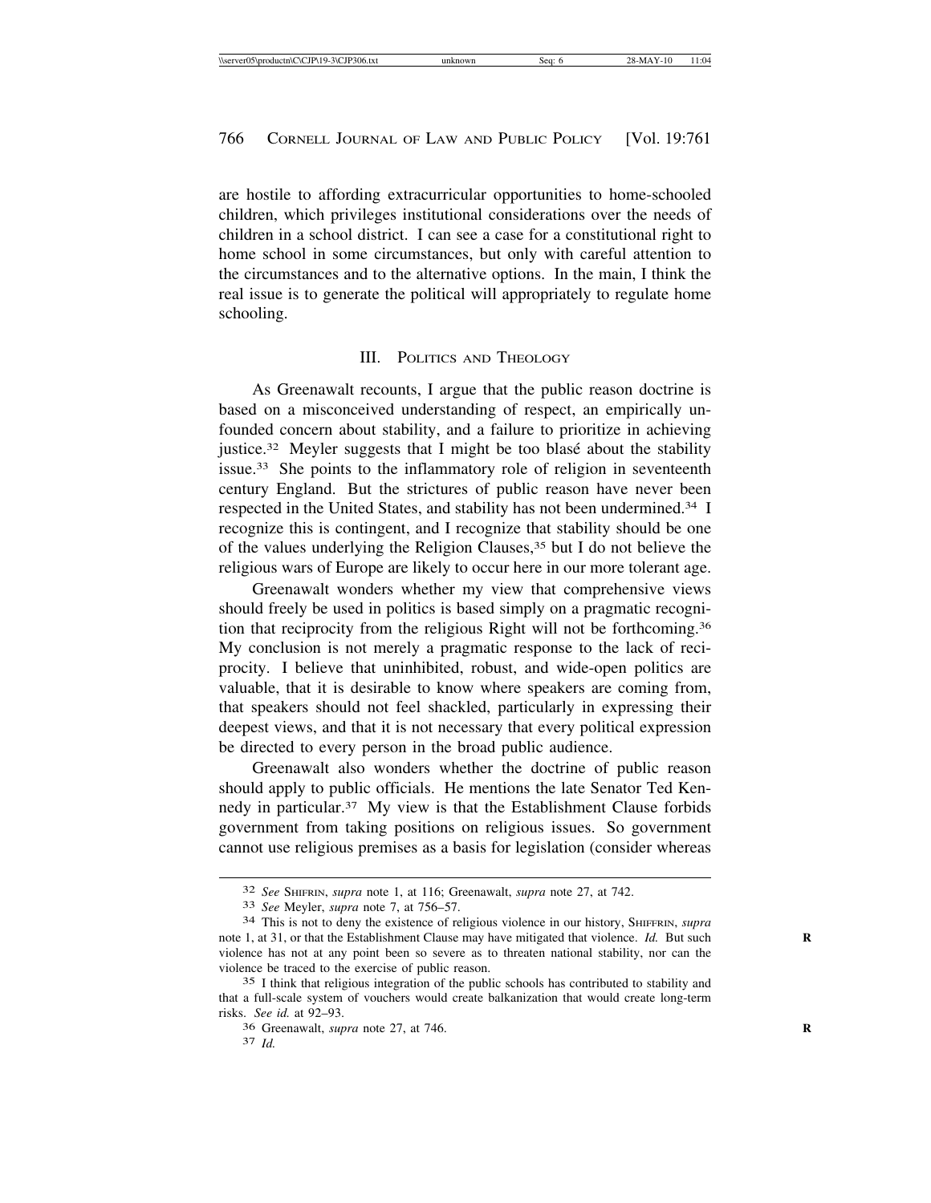are hostile to affording extracurricular opportunities to home-schooled children, which privileges institutional considerations over the needs of children in a school district. I can see a case for a constitutional right to home school in some circumstances, but only with careful attention to the circumstances and to the alternative options. In the main, I think the real issue is to generate the political will appropriately to regulate home schooling.

## III. Politics and Theology

As Greenawalt recounts, I argue that the public reason doctrine is based on a misconceived understanding of respect, an empirically unfounded concern about stability, and a failure to prioritize in achieving justice.[32] Meyler suggests that I might be too blasé about the stability issue.[33] She points to the inflammatory role of religion in seventeenth century England. But the strictures of public reason have never been respected in the United States, and stability has not been undermined.[34] I recognize this is contingent, and I recognize that stability should be one of the values underlying the Religion Clauses,[35] but I do not believe the religious wars of Europe are likely to occur here in our more tolerant age.

Greenawalt wonders whether my view that comprehensive views should freely be used in politics is based simply on a pragmatic recognition that reciprocity from the religious Right will not be forthcoming.[36] My conclusion is not merely a pragmatic response to the lack of reciprocity. I believe that uninhibited, robust, and wide-open politics are valuable, that it is desirable to know where speakers are coming from, that speakers should not feel shackled, particularly in expressing their deepest views, and that it is not necessary that every political expression be directed to every person in the broad public audience.

Greenawalt also wonders whether the doctrine of public reason should apply to public officials. He mentions the late Senator Ted Kennedy in particular.[37] My view is that the Establishment Clause forbids government from taking positions on religious issues. So government cannot use religious premises as a basis for legislation (consider whereas

---

[32] *See* Shifrin, *supra* note 1, at 116; Greenawalt, *supra* note 27, at 742.

[33] *See* Meyler, *supra* note 7, at 756–57.

[34] This is not to deny the existence of religious violence in our history, Shiffrin, *supra* note 1, at 31, or that the Establishment Clause may have mitigated that violence. *Id.* But such violence has not at any point been so severe as to threaten national stability, nor can the violence be traced to the exercise of public reason.

[35] I think that religious integration of the public schools has contributed to stability and that a full-scale system of vouchers would create balkanization that would create long-term risks. *See id.* at 92–93.

[36] Greenawalt, *supra* note 27, at 746.

[37] *Id.*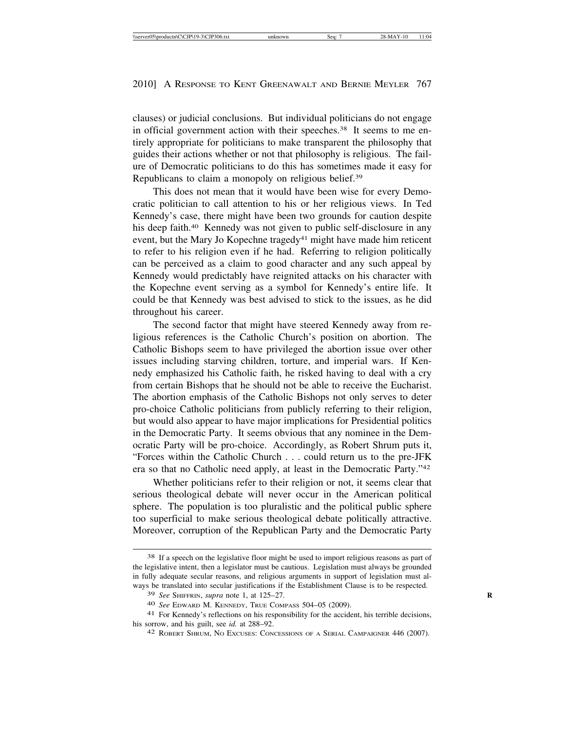clauses) or judicial conclusions. But individual politicians do not engage in official government action with their speeches.[38] It seems to me entirely appropriate for politicians to make transparent the philosophy that guides their actions whether or not that philosophy is religious. The failure of Democratic politicians to do this has sometimes made it easy for Republicans to claim a monopoly on religious belief.[39]

This does not mean that it would have been wise for every Democratic politician to call attention to his or her religious views. In Ted Kennedy's case, there might have been two grounds for caution despite his deep faith.[40] Kennedy was not given to public self-disclosure in any event, but the Mary Jo Kopechne tragedy[41] might have made him reticent to refer to his religion even if he had. Referring to religion politically can be perceived as a claim to good character and any such appeal by Kennedy would predictably have reignited attacks on his character with the Kopechne event serving as a symbol for Kennedy's entire life. It could be that Kennedy was best advised to stick to the issues, as he did throughout his career.

The second factor that might have steered Kennedy away from religious references is the Catholic Church's position on abortion. The Catholic Bishops seem to have privileged the abortion issue over other issues including starving children, torture, and imperial wars. If Kennedy emphasized his Catholic faith, he risked having to deal with a cry from certain Bishops that he should not be able to receive the Eucharist. The abortion emphasis of the Catholic Bishops not only serves to deter pro-choice Catholic politicians from publicly referring to their religion, but would also appear to have major implications for Presidential politics in the Democratic Party. It seems obvious that any nominee in the Democratic Party will be pro-choice. Accordingly, as Robert Shrum puts it, "Forces within the Catholic Church . . . could return us to the pre-JFK era so that no Catholic need apply, at least in the Democratic Party."[42]

Whether politicians refer to their religion or not, it seems clear that serious theological debate will never occur in the American political sphere. The population is too pluralistic and the political public sphere too superficial to make serious theological debate politically attractive. Moreover, corruption of the Republican Party and the Democratic Party

---

[38] If a speech on the legislative floor might be used to import religious reasons as part of the legislative intent, then a legislator must be cautious. Legislation must always be grounded in fully adequate secular reasons, and religious arguments in support of legislation must always be translated into secular justifications if the Establishment Clause is to be respected.

[39] *See* SHIFFRIN, *supra* note 1, at 125–27.

[40] *See* EDWARD M. KENNEDY, TRUE COMPASS 504–05 (2009).

[41] For Kennedy's reflections on his responsibility for the accident, his terrible decisions, his sorrow, and his guilt, see *id.* at 288–92.

[42] ROBERT SHRUM, NO EXCUSES: CONCESSIONS OF A SERIAL CAMPAIGNER 446 (2007).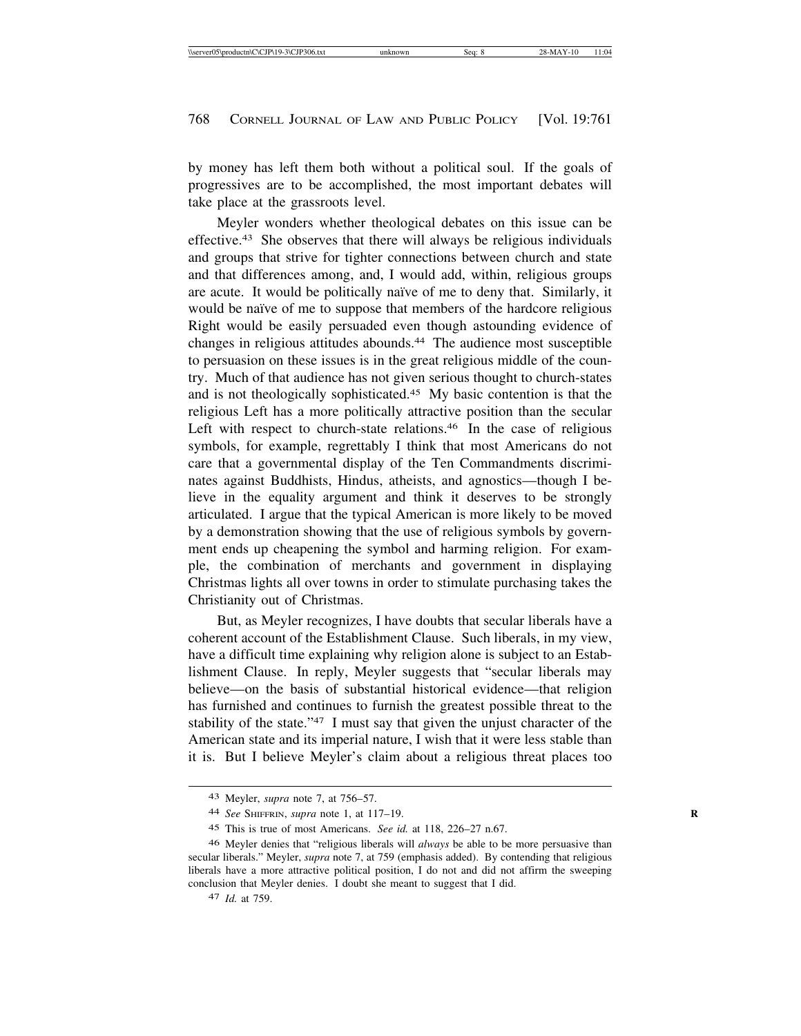by money has left them both without a political soul. If the goals of progressives are to be accomplished, the most important debates will take place at the grassroots level.

Meyler wonders whether theological debates on this issue can be effective.[43] She observes that there will always be religious individuals and groups that strive for tighter connections between church and state and that differences among, and, I would add, within, religious groups are acute. It would be politically naïve of me to deny that. Similarly, it would be naïve of me to suppose that members of the hardcore religious Right would be easily persuaded even though astounding evidence of changes in religious attitudes abounds.[44] The audience most susceptible to persuasion on these issues is in the great religious middle of the country. Much of that audience has not given serious thought to church-states and is not theologically sophisticated.[45] My basic contention is that the religious Left has a more politically attractive position than the secular Left with respect to church-state relations.[46] In the case of religious symbols, for example, regrettably I think that most Americans do not care that a governmental display of the Ten Commandments discriminates against Buddhists, Hindus, atheists, and agnostics—though I believe in the equality argument and think it deserves to be strongly articulated. I argue that the typical American is more likely to be moved by a demonstration showing that the use of religious symbols by government ends up cheapening the symbol and harming religion. For example, the combination of merchants and government in displaying Christmas lights all over towns in order to stimulate purchasing takes the Christianity out of Christmas.

But, as Meyler recognizes, I have doubts that secular liberals have a coherent account of the Establishment Clause. Such liberals, in my view, have a difficult time explaining why religion alone is subject to an Establishment Clause. In reply, Meyler suggests that "secular liberals may believe—on the basis of substantial historical evidence—that religion has furnished and continues to furnish the greatest possible threat to the stability of the state."[47] I must say that given the unjust character of the American state and its imperial nature, I wish that it were less stable than it is. But I believe Meyler's claim about a religious threat places too

---

[43] Meyler, *supra* note 7, at 756–57.

[44] *See* SHIFFRIN, *supra* note 1, at 117–19.

[45] This is true of most Americans. *See id.* at 118, 226–27 n.67.

[46] Meyler denies that "religious liberals will *always* be able to be more persuasive than secular liberals." Meyler, *supra* note 7, at 759 (emphasis added). By contending that religious liberals have a more attractive political position, I do not and did not affirm the sweeping conclusion that Meyler denies. I doubt she meant to suggest that I did.

[47] *Id.* at 759.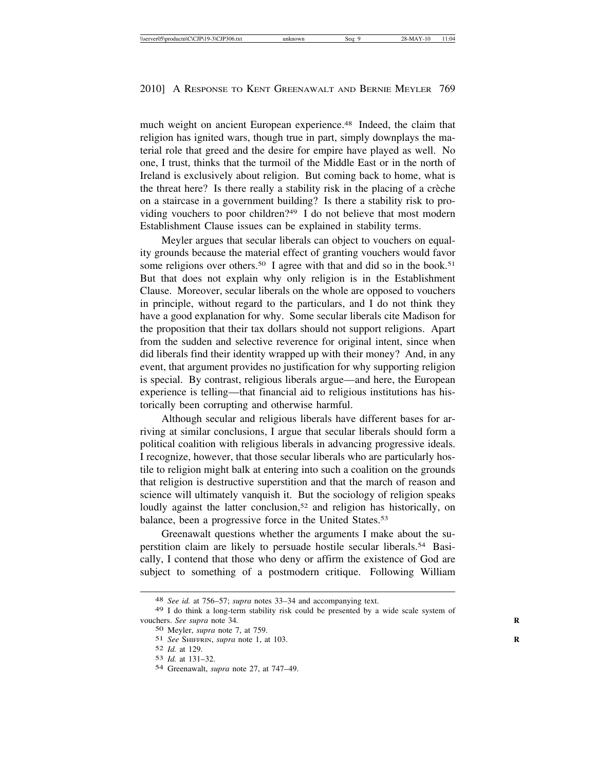much weight on ancient European experience.[48] Indeed, the claim that religion has ignited wars, though true in part, simply downplays the material role that greed and the desire for empire have played as well. No one, I trust, thinks that the turmoil of the Middle East or in the north of Ireland is exclusively about religion. But coming back to home, what is the threat here? Is there really a stability risk in the placing of a crèche on a staircase in a government building? Is there a stability risk to providing vouchers to poor children?[49] I do not believe that most modern Establishment Clause issues can be explained in stability terms.

Meyler argues that secular liberals can object to vouchers on equality grounds because the material effect of granting vouchers would favor some religions over others.[50] I agree with that and did so in the book.[51] But that does not explain why only religion is in the Establishment Clause. Moreover, secular liberals on the whole are opposed to vouchers in principle, without regard to the particulars, and I do not think they have a good explanation for why. Some secular liberals cite Madison for the proposition that their tax dollars should not support religions. Apart from the sudden and selective reverence for original intent, since when did liberals find their identity wrapped up with their money? And, in any event, that argument provides no justification for why supporting religion is special. By contrast, religious liberals argue—and here, the European experience is telling—that financial aid to religious institutions has historically been corrupting and otherwise harmful.

Although secular and religious liberals have different bases for arriving at similar conclusions, I argue that secular liberals should form a political coalition with religious liberals in advancing progressive ideals. I recognize, however, that those secular liberals who are particularly hostile to religion might balk at entering into such a coalition on the grounds that religion is destructive superstition and that the march of reason and science will ultimately vanquish it. But the sociology of religion speaks loudly against the latter conclusion,[52] and religion has historically, on balance, been a progressive force in the United States.[53]

Greenawalt questions whether the arguments I make about the superstition claim are likely to persuade hostile secular liberals.[54] Basically, I contend that those who deny or affirm the existence of God are subject to something of a postmodern critique. Following William

[48] *See id.* at 756–57; *supra* notes 33–34 and accompanying text.

[49] I do think a long-term stability risk could be presented by a wide scale system of vouchers. *See supra* note 34.

[50] Meyler, *supra* note 7, at 759.

[51] *See* SHIFFRIN, *supra* note 1, at 103.

[52] *Id.* at 129.

[53] *Id.* at 131–32.

[54] Greenawalt, *supra* note 27, at 747–49.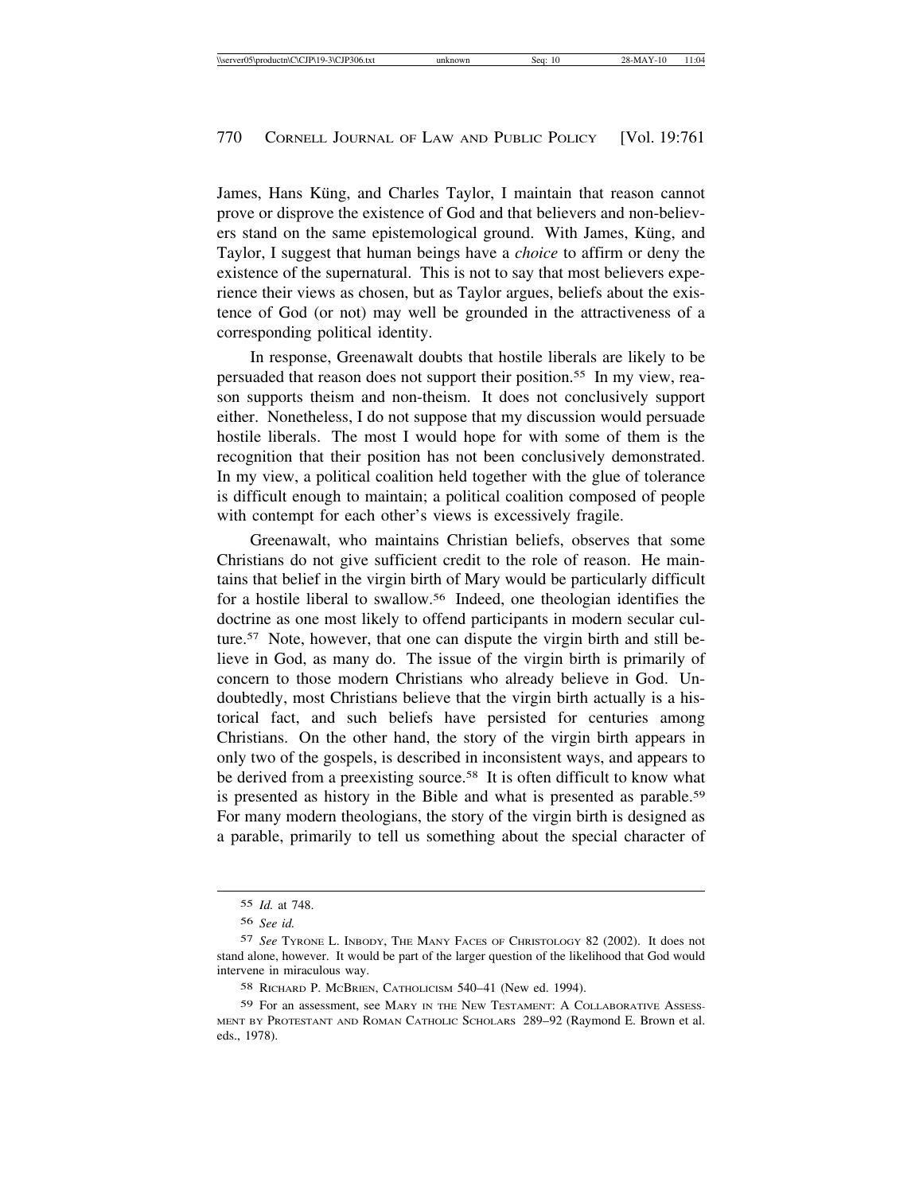James, Hans Küng, and Charles Taylor, I maintain that reason cannot prove or disprove the existence of God and that believers and non-believers stand on the same epistemological ground. With James, Küng, and Taylor, I suggest that human beings have a *choice* to affirm or deny the existence of the supernatural. This is not to say that most believers experience their views as chosen, but as Taylor argues, beliefs about the existence of God (or not) may well be grounded in the attractiveness of a corresponding political identity.

In response, Greenawalt doubts that hostile liberals are likely to be persuaded that reason does not support their position.[55] In my view, reason supports theism and non-theism. It does not conclusively support either. Nonetheless, I do not suppose that my discussion would persuade hostile liberals. The most I would hope for with some of them is the recognition that their position has not been conclusively demonstrated. In my view, a political coalition held together with the glue of tolerance is difficult enough to maintain; a political coalition composed of people with contempt for each other's views is excessively fragile.

Greenawalt, who maintains Christian beliefs, observes that some Christians do not give sufficient credit to the role of reason. He maintains that belief in the virgin birth of Mary would be particularly difficult for a hostile liberal to swallow.[56] Indeed, one theologian identifies the doctrine as one most likely to offend participants in modern secular culture.[57] Note, however, that one can dispute the virgin birth and still believe in God, as many do. The issue of the virgin birth is primarily of concern to those modern Christians who already believe in God. Undoubtedly, most Christians believe that the virgin birth actually is a historical fact, and such beliefs have persisted for centuries among Christians. On the other hand, the story of the virgin birth appears in only two of the gospels, is described in inconsistent ways, and appears to be derived from a preexisting source.[58] It is often difficult to know what is presented as history in the Bible and what is presented as parable.[59] For many modern theologians, the story of the virgin birth is designed as a parable, primarily to tell us something about the special character of

---

55 *Id.* at 748.

56 *See id.*

57 *See* Tyrone L. Inbody, The Many Faces of Christology 82 (2002). It does not stand alone, however. It would be part of the larger question of the likelihood that God would intervene in miraculous way.

58 Richard P. McBrien, Catholicism 540–41 (New ed. 1994).

59 For an assessment, see Mary in the New Testament: A Collaborative Assessment by Protestant and Roman Catholic Scholars 289–92 (Raymond E. Brown et al. eds., 1978).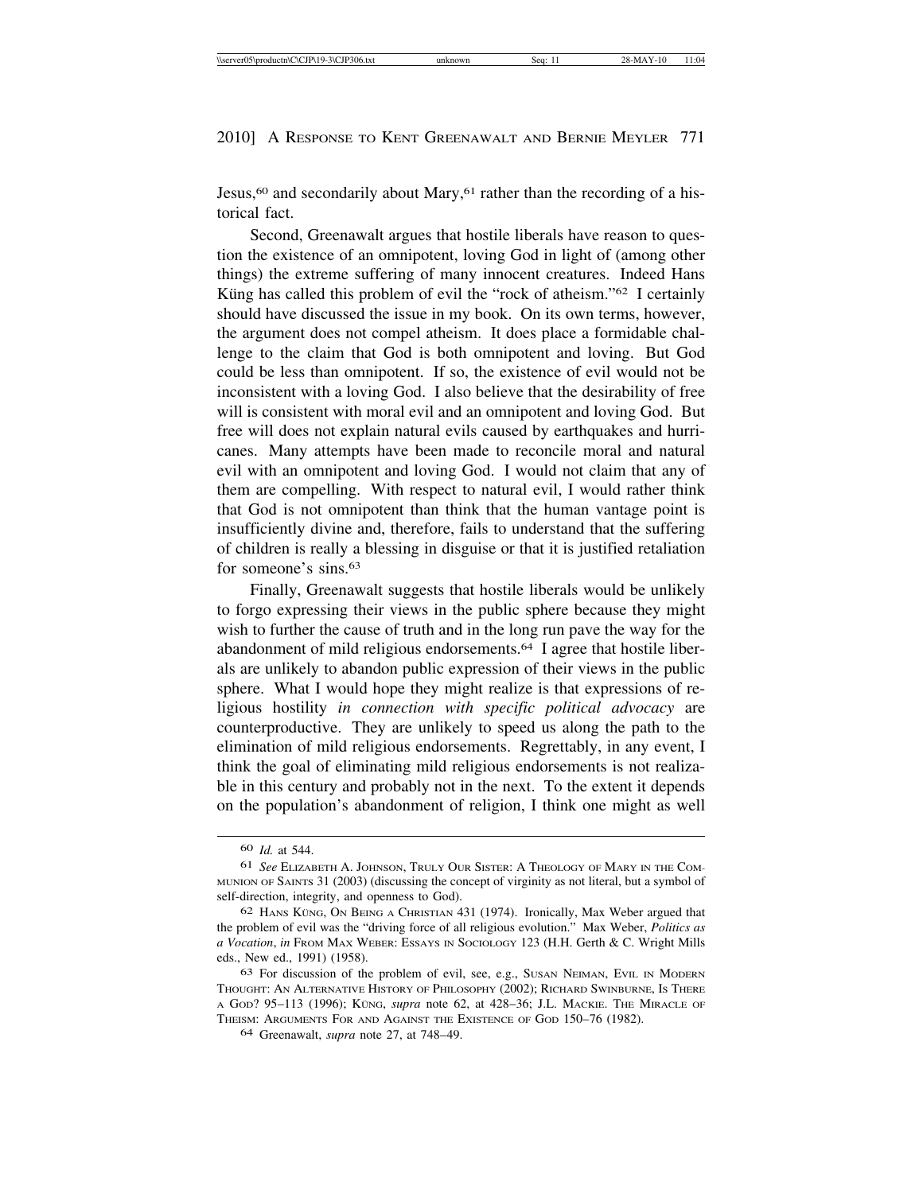Jesus,[60] and secondarily about Mary,[61] rather than the recording of a historical fact.

Second, Greenawalt argues that hostile liberals have reason to question the existence of an omnipotent, loving God in light of (among other things) the extreme suffering of many innocent creatures. Indeed Hans Küng has called this problem of evil the "rock of atheism."[62] I certainly should have discussed the issue in my book. On its own terms, however, the argument does not compel atheism. It does place a formidable challenge to the claim that God is both omnipotent and loving. But God could be less than omnipotent. If so, the existence of evil would not be inconsistent with a loving God. I also believe that the desirability of free will is consistent with moral evil and an omnipotent and loving God. But free will does not explain natural evils caused by earthquakes and hurricanes. Many attempts have been made to reconcile moral and natural evil with an omnipotent and loving God. I would not claim that any of them are compelling. With respect to natural evil, I would rather think that God is not omnipotent than think that the human vantage point is insufficiently divine and, therefore, fails to understand that the suffering of children is really a blessing in disguise or that it is justified retaliation for someone's sins.[63]

Finally, Greenawalt suggests that hostile liberals would be unlikely to forgo expressing their views in the public sphere because they might wish to further the cause of truth and in the long run pave the way for the abandonment of mild religious endorsements.[64] I agree that hostile liberals are unlikely to abandon public expression of their views in the public sphere. What I would hope they might realize is that expressions of religious hostility *in connection with specific political advocacy* are counterproductive. They are unlikely to speed us along the path to the elimination of mild religious endorsements. Regrettably, in any event, I think the goal of eliminating mild religious endorsements is not realizable in this century and probably not in the next. To the extent it depends on the population's abandonment of religion, I think one might as well

---

60 *Id.* at 544.

61 *See* ELIZABETH A. JOHNSON, TRULY OUR SISTER: A THEOLOGY OF MARY IN THE COMMUNION OF SAINTS 31 (2003) (discussing the concept of virginity as not literal, but a symbol of self-direction, integrity, and openness to God).

62 HANS KÜNG, ON BEING A CHRISTIAN 431 (1974). Ironically, Max Weber argued that the problem of evil was the "driving force of all religious evolution." Max Weber, *Politics as a Vocation*, *in* FROM MAX WEBER: ESSAYS IN SOCIOLOGY 123 (H.H. Gerth & C. Wright Mills eds., New ed., 1991) (1958).

63 For discussion of the problem of evil, see, e.g., SUSAN NEIMAN, EVIL IN MODERN THOUGHT: AN ALTERNATIVE HISTORY OF PHILOSOPHY (2002); RICHARD SWINBURNE, IS THERE A GOD? 95–113 (1996); KÜNG, *supra* note 62, at 428–36; J.L. MACKIE. THE MIRACLE OF THEISM: ARGUMENTS FOR AND AGAINST THE EXISTENCE OF GOD 150–76 (1982).

64 Greenawalt, *supra* note 27, at 748–49.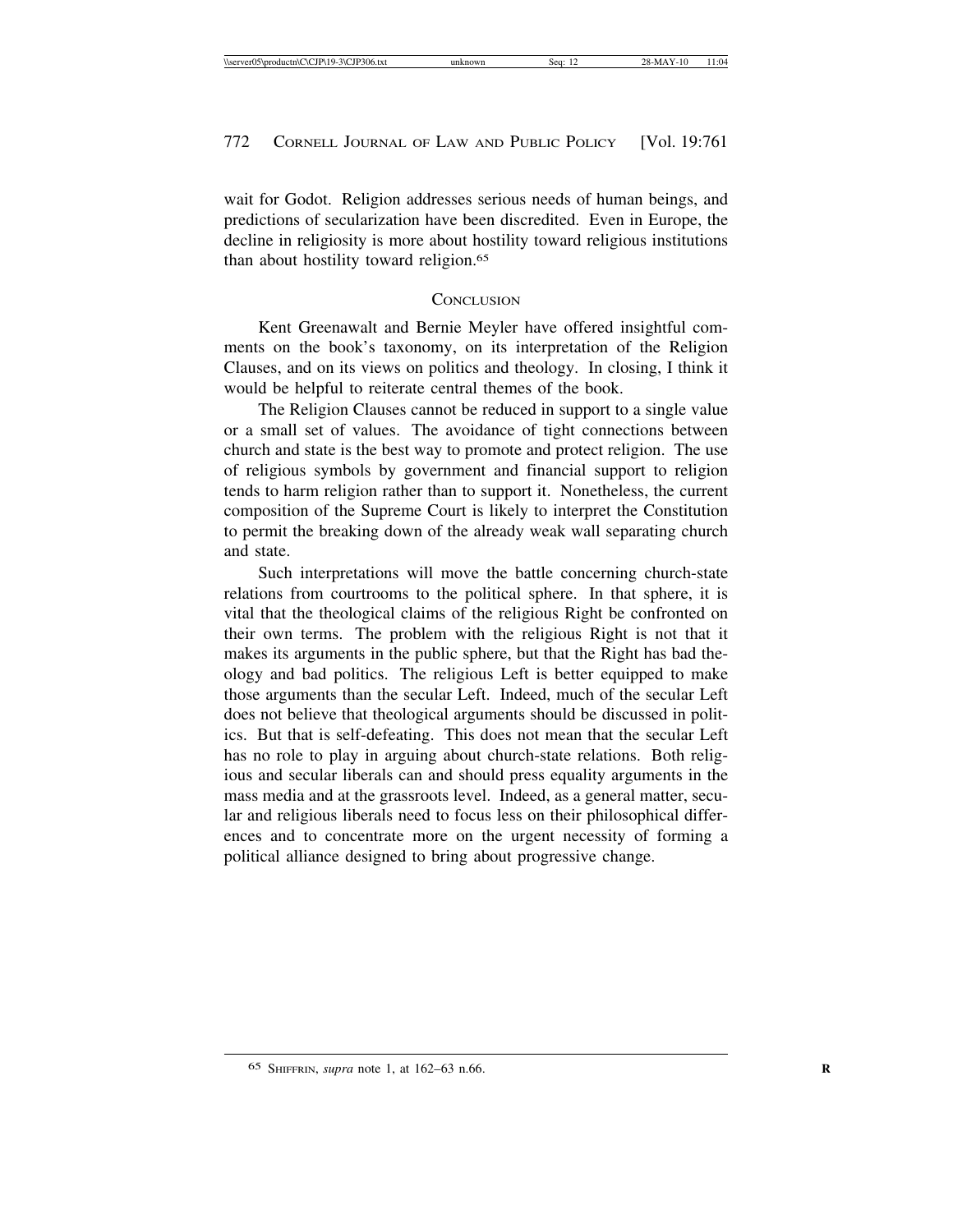wait for Godot. Religion addresses serious needs of human beings, and predictions of secularization have been discredited. Even in Europe, the decline in religiosity is more about hostility toward religious institutions than about hostility toward religion.[65]

## CONCLUSION

Kent Greenawalt and Bernie Meyler have offered insightful comments on the book's taxonomy, on its interpretation of the Religion Clauses, and on its views on politics and theology. In closing, I think it would be helpful to reiterate central themes of the book.

The Religion Clauses cannot be reduced in support to a single value or a small set of values. The avoidance of tight connections between church and state is the best way to promote and protect religion. The use of religious symbols by government and financial support to religion tends to harm religion rather than to support it. Nonetheless, the current composition of the Supreme Court is likely to interpret the Constitution to permit the breaking down of the already weak wall separating church and state.

Such interpretations will move the battle concerning church-state relations from courtrooms to the political sphere. In that sphere, it is vital that the theological claims of the religious Right be confronted on their own terms. The problem with the religious Right is not that it makes its arguments in the public sphere, but that the Right has bad theology and bad politics. The religious Left is better equipped to make those arguments than the secular Left. Indeed, much of the secular Left does not believe that theological arguments should be discussed in politics. But that is self-defeating. This does not mean that the secular Left has no role to play in arguing about church-state relations. Both religious and secular liberals can and should press equality arguments in the mass media and at the grassroots level. Indeed, as a general matter, secular and religious liberals need to focus less on their philosophical differences and to concentrate more on the urgent necessity of forming a political alliance designed to bring about progressive change.

---

[65] SHIFFRIN, *supra* note 1, at 162–63 n.66.